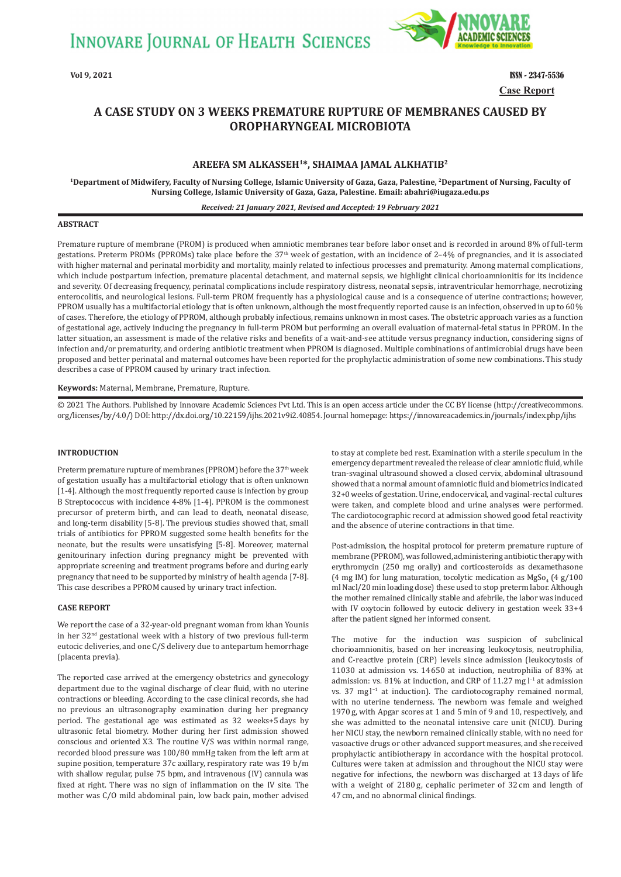Case Report

# A CASE STUDY ON 3 WEEKS PREMATURE RUPTURE OF MEMBRANES CAUSED BY OROPHARYNGEAL MICROBIOTA

**AREEFA SM ALKASSEH[1]*, SHAIMAA JAMAL ALKHATIB[2]**

[1]Department of Midwifery, Faculty of Nursing College, Islamic University of Gaza, Gaza, Palestine, [2]Department of Nursing, Faculty of Nursing College, Islamic University of Gaza, Gaza, Palestine. Email: abahri@iugaza.edu.ps

*Received: 21 January 2021, Revised and Accepted: 19 February 2021*

## ABSTRACT

Premature rupture of membrane (PROM) is produced when amniotic membranes tear before labor onset and is recorded in around 8% of full-term gestations. Preterm PROMs (PPROMs) take place before the 37th week of gestation, with an incidence of 2–4% of pregnancies, and it is associated with higher maternal and perinatal morbidity and mortality, mainly related to infectious processes and prematurity. Among maternal complications, which include postpartum infection, premature placental detachment, and maternal sepsis, we highlight clinical chorioamnionitis for its incidence and severity. Of decreasing frequency, perinatal complications include respiratory distress, neonatal sepsis, intraventricular hemorrhage, necrotizing enterocolitis, and neurological lesions. Full-term PROM frequently has a physiological cause and is a consequence of uterine contractions; however, PPROM usually has a multifactorial etiology that is often unknown, although the most frequently reported cause is an infection, observed in up to 60% of cases. Therefore, the etiology of PPROM, although probably infectious, remains unknown in most cases. The obstetric approach varies as a function of gestational age, actively inducing the pregnancy in full-term PROM but performing an overall evaluation of maternal-fetal status in PPROM. In the latter situation, an assessment is made of the relative risks and benefits of a wait-and-see attitude versus pregnancy induction, considering signs of infection and/or prematurity, and ordering antibiotic treatment when PPROM is diagnosed. Multiple combinations of antimicrobial drugs have been proposed and better perinatal and maternal outcomes have been reported for the prophylactic administration of some new combinations. This study describes a case of PPROM caused by urinary tract infection.

**Keywords:** Maternal, Membrane, Premature, Rupture.

© 2021 The Authors. Published by Innovare Academic Sciences Pvt Ltd. This is an open access article under the CC BY license (http://creativecommons.org/licenses/by/4.0/) DOI: http://dx.doi.org/10.22159/ijhs.2021v9i2.40854. Journal homepage: https://innovareacademics.in/journals/index.php/ijhs

## INTRODUCTION

Preterm premature rupture of membranes (PPROM) before the 37th week of gestation usually has a multifactorial etiology that is often unknown [1-4]. Although the most frequently reported cause is infection by group B Streptococcus with incidence 4-8% [1-4]. PPROM is the commonest precursor of preterm birth, and can lead to death, neonatal disease, and long-term disability [5-8]. The previous studies showed that, small trials of antibiotics for PPROM suggested some health benefits for the neonate, but the results were unsatisfying [5-8]. Moreover, maternal genitourinary infection during pregnancy might be prevented with appropriate screening and treatment programs before and during early pregnancy that need to be supported by ministry of health agenda [7-8]. This case describes a PPROM caused by urinary tract infection.

## CASE REPORT

We report the case of a 32-year-old pregnant woman from khan Younis in her 32nd gestational week with a history of two previous full-term eutocic deliveries, and one C/S delivery due to antepartum hemorrhage (placenta previa).

The reported case arrived at the emergency obstetrics and gynecology department due to the vaginal discharge of clear fluid, with no uterine contractions or bleeding. According to the case clinical records, she had no previous an ultrasonography examination during her pregnancy period. The gestational age was estimated as 32 weeks+5 days by ultrasonic fetal biometry. Mother during her first admission showed conscious and oriented X3. The routine V/S was within normal range, recorded blood pressure was 100/80 mmHg taken from the left arm at supine position, temperature 37c axillary, respiratory rate was 19 b/m with shallow regular, pulse 75 bpm, and intravenous (IV) cannula was fixed at right. There was no sign of inflammation on the IV site. The mother was C/O mild abdominal pain, low back pain, mother advised to stay at complete bed rest. Examination with a sterile speculum in the emergency department revealed the release of clear amniotic fluid, while tran-svaginal ultrasound showed a closed cervix, abdominal ultrasound showed that a normal amount of amniotic fluid and biometrics indicated 32+0 weeks of gestation. Urine, endocervical, and vaginal-rectal cultures were taken, and complete blood and urine analyses were performed. The cardiotocographic record at admission showed good fetal reactivity and the absence of uterine contractions in that time.

Post-admission, the hospital protocol for preterm premature rupture of membrane (PPROM), was followed, administering antibiotic therapy with erythromycin (250 mg orally) and corticosteroids as dexamethasone (4 mg IM) for lung maturation, tocolytic medication as $MgSo_4$ (4 g/100 ml Nacl/20 min loading dose) these used to stop preterm labor. Although the mother remained clinically stable and afebrile, the labor was induced with IV oxytocin followed by eutocic delivery in gestation week 33+4 after the patient signed her informed consent.

The motive for the induction was suspicion of subclinical chorioamnionitis, based on her increasing leukocytosis, neutrophilia, and C-reactive protein (CRP) levels since admission (leukocytosis of 11030 at admission vs. 14650 at induction, neutrophilia of 83% at admission: vs. 81% at induction, and CRP of 11.27 mg $l^{-1}$ at admission vs. 37 mg$l^{-1}$ at induction). The cardiotocography remained normal, with no uterine tenderness. The newborn was female and weighed 1970 g, with Apgar scores at 1 and 5 min of 9 and 10, respectively, and she was admitted to the neonatal intensive care unit (NICU). During her NICU stay, the newborn remained clinically stable, with no need for vasoactive drugs or other advanced support measures, and she received prophylactic antibiotherapy in accordance with the hospital protocol. Cultures were taken at admission and throughout the NICU stay were negative for infections, the newborn was discharged at 13 days of life with a weight of 2180 g, cephalic perimeter of 32 cm and length of 47 cm, and no abnormal clinical findings.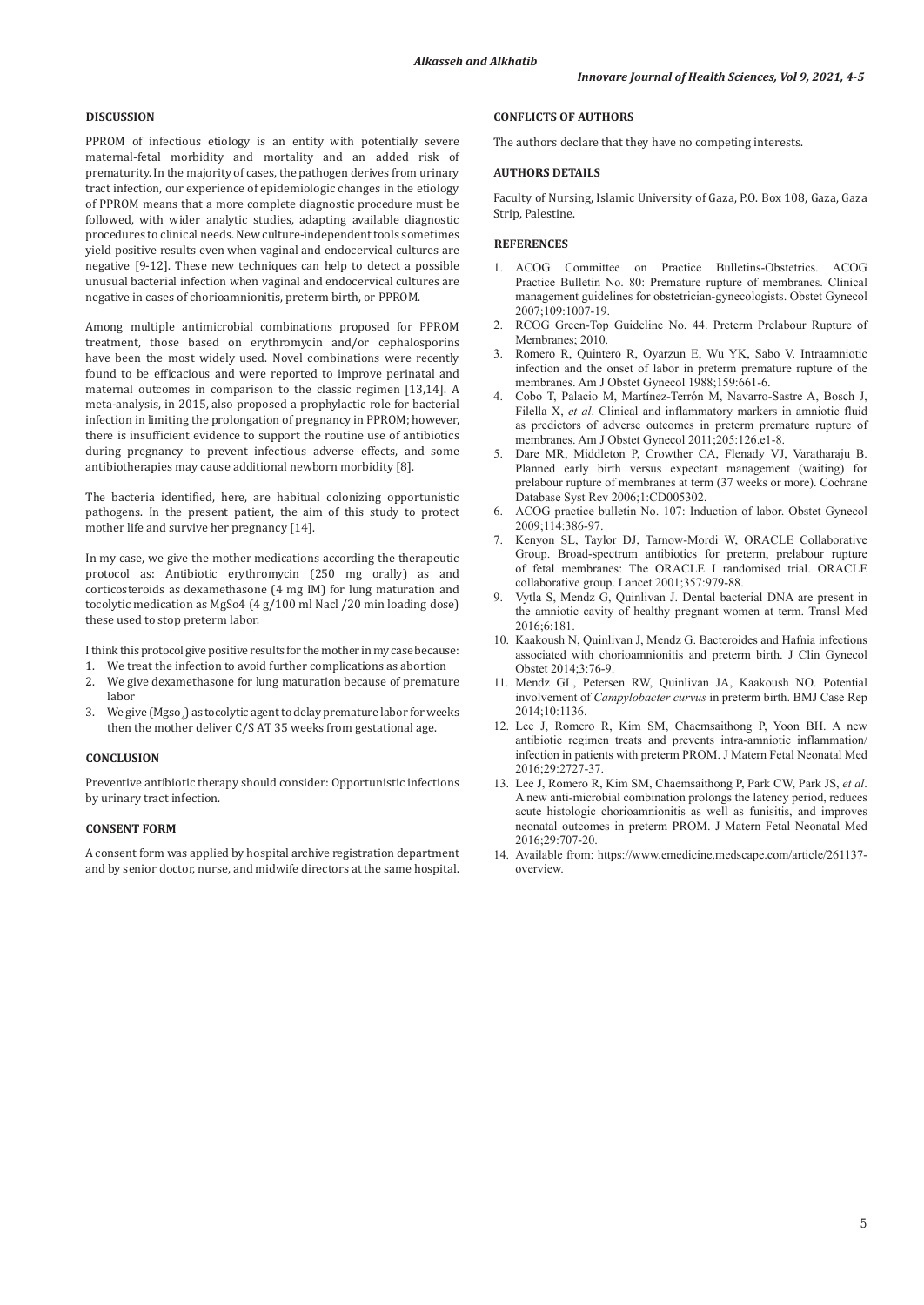## DISCUSSION

PPROM of infectious etiology is an entity with potentially severe maternal-fetal morbidity and mortality and an added risk of prematurity. In the majority of cases, the pathogen derives from urinary tract infection, our experience of epidemiologic changes in the etiology of PPROM means that a more complete diagnostic procedure must be followed, with wider analytic studies, adapting available diagnostic procedures to clinical needs. New culture-independent tools sometimes yield positive results even when vaginal and endocervical cultures are negative [9-12]. These new techniques can help to detect a possible unusual bacterial infection when vaginal and endocervical cultures are negative in cases of chorioamnionitis, preterm birth, or PPROM.

Among multiple antimicrobial combinations proposed for PPROM treatment, those based on erythromycin and/or cephalosporins have been the most widely used. Novel combinations were recently found to be efficacious and were reported to improve perinatal and maternal outcomes in comparison to the classic regimen [13,14]. A meta-analysis, in 2015, also proposed a prophylactic role for bacterial infection in limiting the prolongation of pregnancy in PPROM; however, there is insufficient evidence to support the routine use of antibiotics during pregnancy to prevent infectious adverse effects, and some antibiotherapies may cause additional newborn morbidity [8].

The bacteria identified, here, are habitual colonizing opportunistic pathogens. In the present patient, the aim of this study to protect mother life and survive her pregnancy [14].

In my case, we give the mother medications according the therapeutic protocol as: Antibiotic erythromycin (250 mg orally) as and corticosteroids as dexamethasone (4 mg IM) for lung maturation and tocolytic medication as MgSo4 (4 g/100 ml Nacl /20 min loading dose) these used to stop preterm labor.

I think this protocol give positive results for the mother in my case because:

1. We treat the infection to avoid further complications as abortion
2. We give dexamethasone for lung maturation because of premature labor
3. We give ($MgSO_4$) as tocolytic agent to delay premature labor for weeks then the mother deliver C/S AT 35 weeks from gestational age.

## CONCLUSION

Preventive antibiotic therapy should consider: Opportunistic infections by urinary tract infection.

## CONSENT FORM

A consent form was applied by hospital archive registration department and by senior doctor, nurse, and midwife directors at the same hospital.

## CONFLICTS OF AUTHORS

The authors declare that they have no competing interests.

## AUTHORS DETAILS

Faculty of Nursing, Islamic University of Gaza, P.O. Box 108, Gaza, Gaza Strip, Palestine.

## REFERENCES

1. ACOG Committee on Practice Bulletins-Obstetrics. ACOG Practice Bulletin No. 80: Premature rupture of membranes. Clinical management guidelines for obstetrician-gynecologists. Obstet Gynecol 2007;109:1007-19.
2. RCOG Green-Top Guideline No. 44. Preterm Prelabour Rupture of Membranes; 2010.
3. Romero R, Quintero R, Oyarzun E, Wu YK, Sabo V. Intraamniotic infection and the onset of labor in preterm premature rupture of the membranes. Am J Obstet Gynecol 1988;159:661-6.
4. Cobo T, Palacio M, Martínez-Terrón M, Navarro-Sastre A, Bosch J, Filella X, *et al*. Clinical and inflammatory markers in amniotic fluid as predictors of adverse outcomes in preterm premature rupture of membranes. Am J Obstet Gynecol 2011;205:126.e1-8.
5. Dare MR, Middleton P, Crowther CA, Flenady VJ, Varatharaju B. Planned early birth versus expectant management (waiting) for prelabour rupture of membranes at term (37 weeks or more). Cochrane Database Syst Rev 2006;1:CD005302.
6. ACOG practice bulletin No. 107: Induction of labor. Obstet Gynecol 2009;114:386-97.
7. Kenyon SL, Taylor DJ, Tarnow-Mordi W, ORACLE Collaborative Group. Broad-spectrum antibiotics for preterm, prelabour rupture of fetal membranes: The ORACLE I randomised trial. ORACLE collaborative group. Lancet 2001;357:979-88.
9. Vytla S, Mendz G, Quinlivan J. Dental bacterial DNA are present in the amniotic cavity of healthy pregnant women at term. Transl Med 2016;6:181.
10. Kaakoush N, Quinlivan J, Mendz G. Bacteroides and Hafnia infections associated with chorioamnionitis and preterm birth. J Clin Gynecol Obstet 2014;3:76-9.
11. Mendz GL, Petersen RW, Quinlivan JA, Kaakoush NO. Potential involvement of *Campylobacter curvus* in preterm birth. BMJ Case Rep 2014;10:1136.
12. Lee J, Romero R, Kim SM, Chaemsaithong P, Yoon BH. A new antibiotic regimen treats and prevents intra-amniotic inflammation/infection in patients with preterm PROM. J Matern Fetal Neonatal Med 2016;29:2727-37.
13. Lee J, Romero R, Kim SM, Chaemsaithong P, Park CW, Park JS, *et al*. A new anti-microbial combination prolongs the latency period, reduces acute histologic chorioamnionitis as well as funisitis, and improves neonatal outcomes in preterm PROM. J Matern Fetal Neonatal Med 2016;29:707-20.
14. Available from: https://www.emedicine.medscape.com/article/261137-overview.